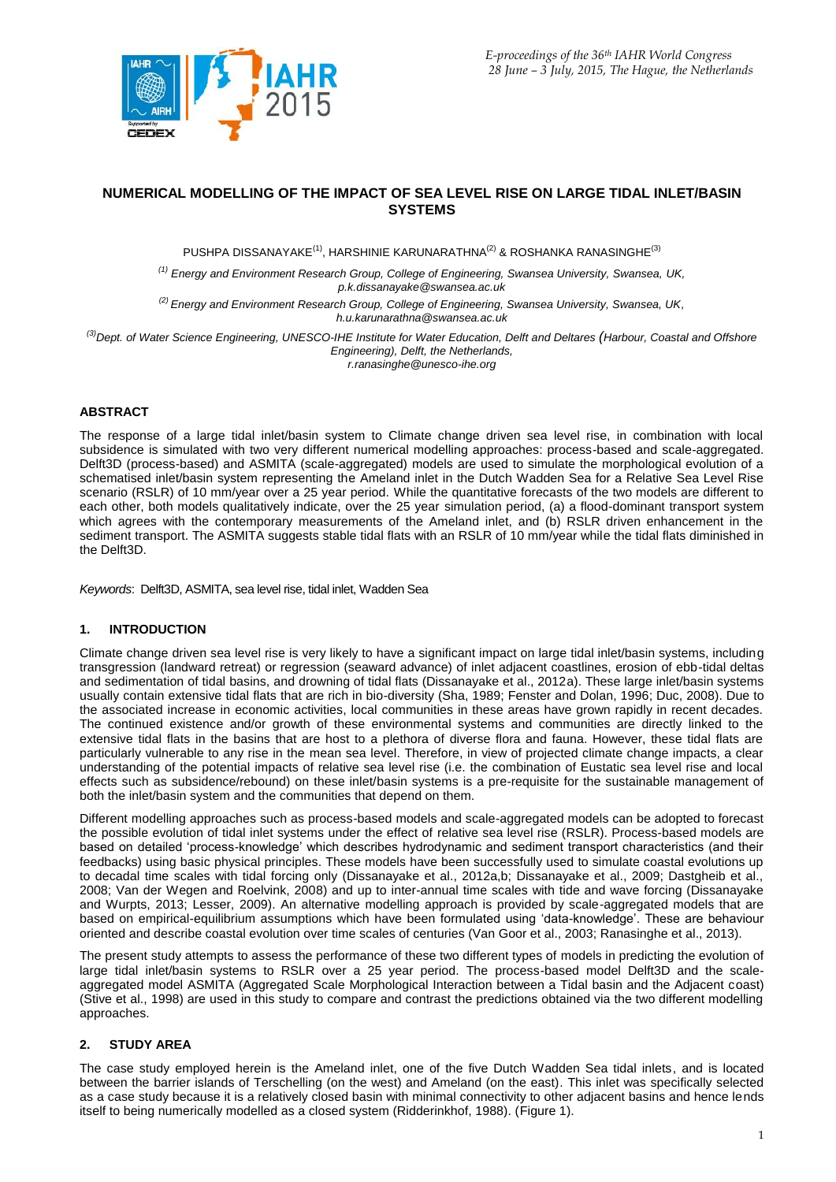# NUMERICAL MODELLING OF THE IMPACT OF SEA LEVEL RISE ON LARGE TIDAL INLET/BASIN SYSTEMS

PUSHPA DISSANAYAKE[(1)], HARSHINIE KARUNARATHNA[(2)] & ROSHANKA RANASINGHE[(3)]

[(1)] *Energy and Environment Research Group, College of Engineering, Swansea University, Swansea, UK, p.k.dissanayake@swansea.ac.uk*

[(2)] *Energy and Environment Research Group, College of Engineering, Swansea University, Swansea, UK, h.u.karunarathna@swansea.ac.uk*

[(3)] *Dept. of Water Science Engineering, UNESCO-IHE Institute for Water Education, Delft and Deltares (Harbour, Coastal and Offshore Engineering), Delft, the Netherlands, r.ranasinghe@unesco-ihe.org*

## ABSTRACT

The response of a large tidal inlet/basin system to Climate change driven sea level rise, in combination with local subsidence is simulated with two very different numerical modelling approaches: process-based and scale-aggregated. Delft3D (process-based) and ASMITA (scale-aggregated) models are used to simulate the morphological evolution of a schematised inlet/basin system representing the Ameland inlet in the Dutch Wadden Sea for a Relative Sea Level Rise scenario (RSLR) of 10 mm/year over a 25 year period. While the quantitative forecasts of the two models are different to each other, both models qualitatively indicate, over the 25 year simulation period, (a) a flood-dominant transport system which agrees with the contemporary measurements of the Ameland inlet, and (b) RSLR driven enhancement in the sediment transport. The ASMITA suggests stable tidal flats with an RSLR of 10 mm/year while the tidal flats diminished in the Delft3D.

*Keywords*: Delft3D, ASMITA, sea level rise, tidal inlet, Wadden Sea

## 1. INTRODUCTION

Climate change driven sea level rise is very likely to have a significant impact on large tidal inlet/basin systems, including transgression (landward retreat) or regression (seaward advance) of inlet adjacent coastlines, erosion of ebb-tidal deltas and sedimentation of tidal basins, and drowning of tidal flats (Dissanayake et al., 2012a). These large inlet/basin systems usually contain extensive tidal flats that are rich in bio-diversity (Sha, 1989; Fenster and Dolan, 1996; Duc, 2008). Due to the associated increase in economic activities, local communities in these areas have grown rapidly in recent decades. The continued existence and/or growth of these environmental systems and communities are directly linked to the extensive tidal flats in the basins that are host to a plethora of diverse flora and fauna. However, these tidal flats are particularly vulnerable to any rise in the mean sea level. Therefore, in view of projected climate change impacts, a clear understanding of the potential impacts of relative sea level rise (i.e. the combination of Eustatic sea level rise and local effects such as subsidence/rebound) on these inlet/basin systems is a pre-requisite for the sustainable management of both the inlet/basin system and the communities that depend on them.

Different modelling approaches such as process-based models and scale-aggregated models can be adopted to forecast the possible evolution of tidal inlet systems under the effect of relative sea level rise (RSLR). Process-based models are based on detailed 'process-knowledge' which describes hydrodynamic and sediment transport characteristics (and their feedbacks) using basic physical principles. These models have been successfully used to simulate coastal evolutions up to decadal time scales with tidal forcing only (Dissanayake et al., 2012a,b; Dissanayake et al., 2009; Dastgheib et al., 2008; Van der Wegen and Roelvink, 2008) and up to inter-annual time scales with tide and wave forcing (Dissanayake and Wurpts, 2013; Lesser, 2009). An alternative modelling approach is provided by scale-aggregated models that are based on empirical-equilibrium assumptions which have been formulated using 'data-knowledge'. These are behaviour oriented and describe coastal evolution over time scales of centuries (Van Goor et al., 2003; Ranasinghe et al., 2013).

The present study attempts to assess the performance of these two different types of models in predicting the evolution of large tidal inlet/basin systems to RSLR over a 25 year period. The process-based model Delft3D and the scale-aggregated model ASMITA (Aggregated Scale Morphological Interaction between a Tidal basin and the Adjacent coast) (Stive et al., 1998) are used in this study to compare and contrast the predictions obtained via the two different modelling approaches.

## 2. STUDY AREA

The case study employed herein is the Ameland inlet, one of the five Dutch Wadden Sea tidal inlets, and is located between the barrier islands of Terschelling (on the west) and Ameland (on the east). This inlet was specifically selected as a case study because it is a relatively closed basin with minimal connectivity to other adjacent basins and hence lends itself to being numerically modelled as a closed system (Ridderinkhof, 1988). (Figure 1).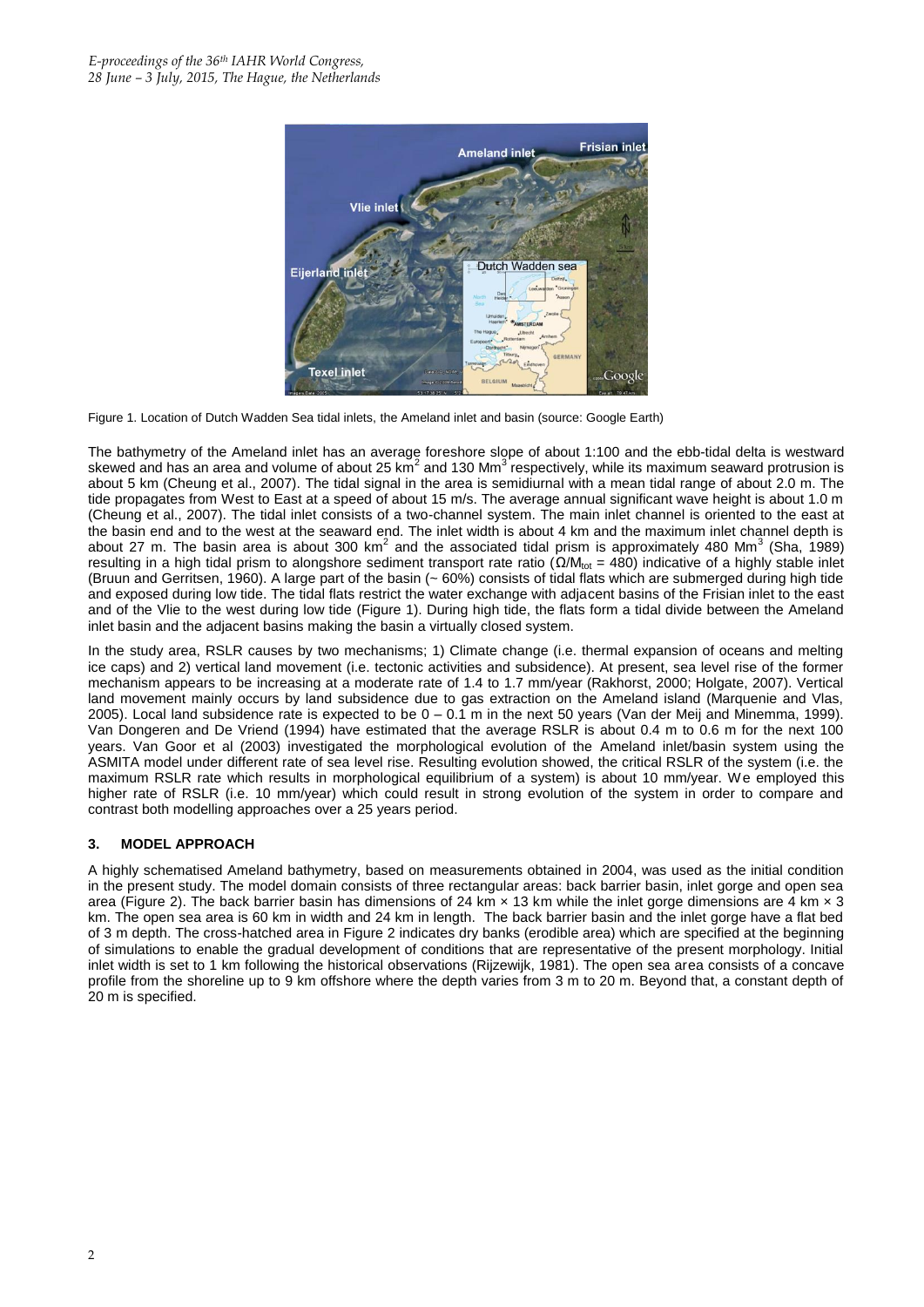Figure 1. Location of Dutch Wadden Sea tidal inlets, the Ameland inlet and basin (source: Google Earth)

The bathymetry of the Ameland inlet has an average foreshore slope of about 1:100 and the ebb-tidal delta is westward skewed and has an area and volume of about 25 $km^2$ and 130 $Mm^3$ respectively, while its maximum seaward protrusion is about 5 km (Cheung et al., 2007). The tidal signal in the area is semidiurnal with a mean tidal range of about 2.0 m. The tide propagates from West to East at a speed of about 15 m/s. The average annual significant wave height is about 1.0 m (Cheung et al., 2007). The tidal inlet consists of a two-channel system. The main inlet channel is oriented to the east at the basin end and to the west at the seaward end. The inlet width is about 4 km and the maximum inlet channel depth is about 27 m. The basin area is about 300 $km^2$ and the associated tidal prism is approximately 480 $Mm^3$ (Sha, 1989) resulting in a high tidal prism to alongshore sediment transport rate ratio ($\Omega/M_{tot}$ = 480) indicative of a highly stable inlet (Bruun and Gerritsen, 1960). A large part of the basin (~ 60%) consists of tidal flats which are submerged during high tide and exposed during low tide. The tidal flats restrict the water exchange with adjacent basins of the Frisian inlet to the east and of the Vlie to the west during low tide (Figure 1). During high tide, the flats form a tidal divide between the Ameland inlet basin and the adjacent basins making the basin a virtually closed system.

In the study area, RSLR causes by two mechanisms; 1) Climate change (i.e. thermal expansion of oceans and melting ice caps) and 2) vertical land movement (i.e. tectonic activities and subsidence). At present, sea level rise of the former mechanism appears to be increasing at a moderate rate of 1.4 to 1.7 mm/year (Rakhorst, 2000; Holgate, 2007). Vertical land movement mainly occurs by land subsidence due to gas extraction on the Ameland island (Marquenie and Vlas, 2005). Local land subsidence rate is expected to be 0 – 0.1 m in the next 50 years (Van der Meij and Minemma, 1999). Van Dongeren and De Vriend (1994) have estimated that the average RSLR is about 0.4 m to 0.6 m for the next 100 years. Van Goor et al (2003) investigated the morphological evolution of the Ameland inlet/basin system using the ASMITA model under different rate of sea level rise. Resulting evolution showed, the critical RSLR of the system (i.e. the maximum RSLR rate which results in morphological equilibrium of a system) is about 10 mm/year. We employed this higher rate of RSLR (i.e. 10 mm/year) which could result in strong evolution of the system in order to compare and contrast both modelling approaches over a 25 years period.

## 3. MODEL APPROACH

A highly schematised Ameland bathymetry, based on measurements obtained in 2004, was used as the initial condition in the present study. The model domain consists of three rectangular areas: back barrier basin, inlet gorge and open sea area (Figure 2). The back barrier basin has dimensions of 24 km × 13 km while the inlet gorge dimensions are 4 km × 3 km. The open sea area is 60 km in width and 24 km in length. The back barrier basin and the inlet gorge have a flat bed of 3 m depth. The cross-hatched area in Figure 2 indicates dry banks (erodible area) which are specified at the beginning of simulations to enable the gradual development of conditions that are representative of the present morphology. Initial inlet width is set to 1 km following the historical observations (Rijzewijk, 1981). The open sea area consists of a concave profile from the shoreline up to 9 km offshore where the depth varies from 3 m to 20 m. Beyond that, a constant depth of 20 m is specified.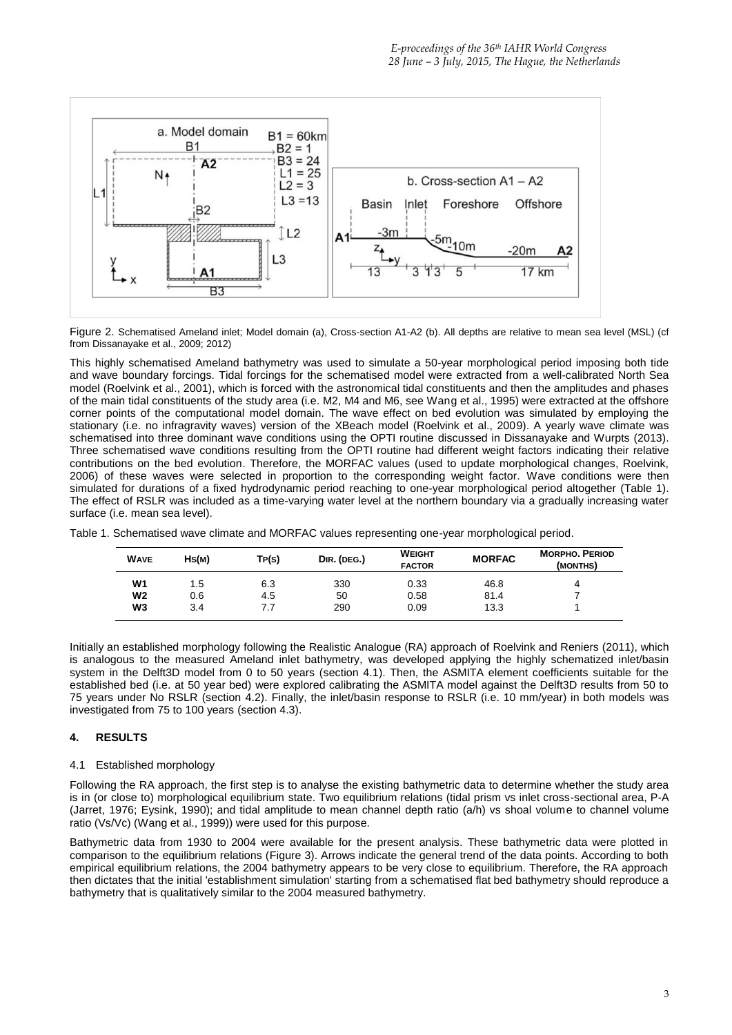Figure 2. Schematised Ameland inlet; Model domain (a), Cross-section A1-A2 (b). All depths are relative to mean sea level (MSL) (cf from Dissanayake et al., 2009; 2012)

This highly schematised Ameland bathymetry was used to simulate a 50-year morphological period imposing both tide and wave boundary forcings. Tidal forcings for the schematised model were extracted from a well-calibrated North Sea model (Roelvink et al., 2001), which is forced with the astronomical tidal constituents and then the amplitudes and phases of the main tidal constituents of the study area (i.e. M2, M4 and M6, see Wang et al., 1995) were extracted at the offshore corner points of the computational model domain. The wave effect on bed evolution was simulated by employing the stationary (i.e. no infragravity waves) version of the XBeach model (Roelvink et al., 2009). A yearly wave climate was schematised into three dominant wave conditions using the OPTI routine discussed in Dissanayake and Wurpts (2013). Three schematised wave conditions resulting from the OPTI routine had different weight factors indicating their relative contributions on the bed evolution. Therefore, the MORFAC values (used to update morphological changes, Roelvink, 2006) of these waves were selected in proportion to the corresponding weight factor. Wave conditions were then simulated for durations of a fixed hydrodynamic period reaching to one-year morphological period altogether (Table 1). The effect of RSLR was included as a time-varying water level at the northern boundary via a gradually increasing water surface (i.e. mean sea level).

Table 1. Schematised wave climate and MORFAC values representing one-year morphological period.

| Wave | Hs(m) | Tp(s) | Dir. (deg.) | Weight factor | MORFAC | Morpho. Period (months) |
|---|---|---|---|---|---|---|
| W1 | 1.5 | 6.3 | 330 | 0.33 | 46.8 | 4 |
| W2 | 0.6 | 4.5 | 50 | 0.58 | 81.4 | 7 |
| W3 | 3.4 | 7.7 | 290 | 0.09 | 13.3 | 1 |

Initially an established morphology following the Realistic Analogue (RA) approach of Roelvink and Reniers (2011), which is analogous to the measured Ameland inlet bathymetry, was developed applying the highly schematized inlet/basin system in the Delft3D model from 0 to 50 years (section 4.1). Then, the ASMITA element coefficients suitable for the established bed (i.e. at 50 year bed) were explored calibrating the ASMITA model against the Delft3D results from 50 to 75 years under No RSLR (section 4.2). Finally, the inlet/basin response to RSLR (i.e. 10 mm/year) in both models was investigated from 75 to 100 years (section 4.3).

## 4. RESULTS

### 4.1 Established morphology

Following the RA approach, the first step is to analyse the existing bathymetric data to determine whether the study area is in (or close to) morphological equilibrium state. Two equilibrium relations (tidal prism vs inlet cross-sectional area, P-A (Jarret, 1976; Eysink, 1990); and tidal amplitude to mean channel depth ratio (a/h) vs shoal volume to channel volume ratio (Vs/Vc) (Wang et al., 1999)) were used for this purpose.

Bathymetric data from 1930 to 2004 were available for the present analysis. These bathymetric data were plotted in comparison to the equilibrium relations (Figure 3). Arrows indicate the general trend of the data points. According to both empirical equilibrium relations, the 2004 bathymetry appears to be very close to equilibrium. Therefore, the RA approach then dictates that the initial 'establishment simulation' starting from a schematised flat bed bathymetry should reproduce a bathymetry that is qualitatively similar to the 2004 measured bathymetry.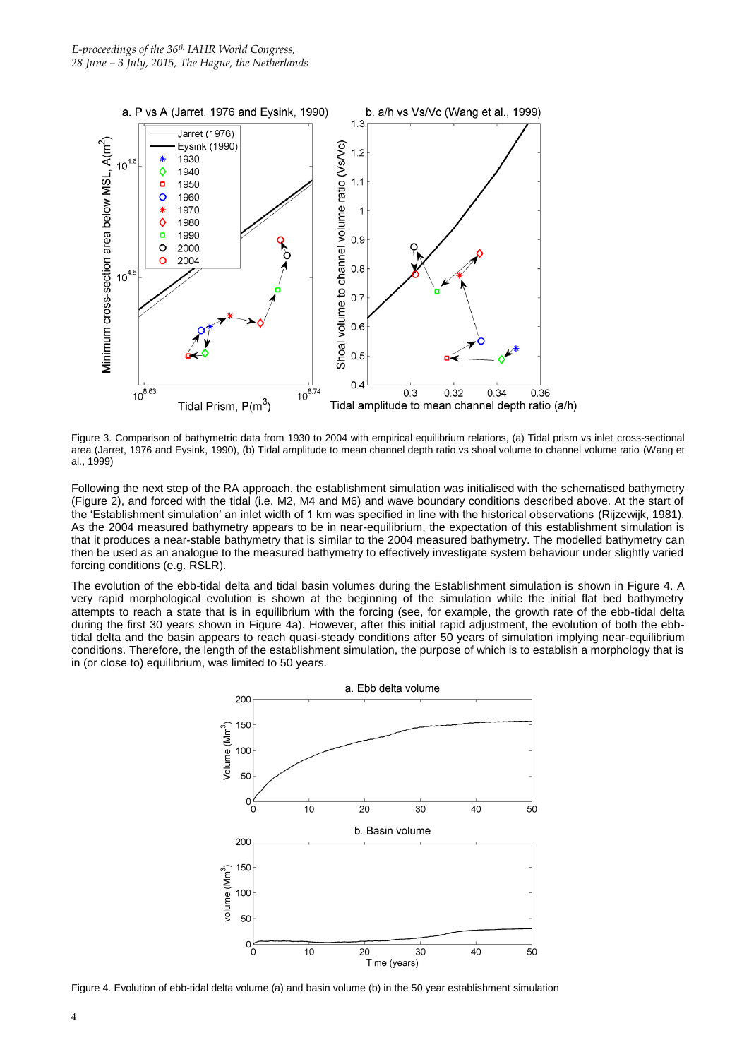Figure 3. Comparison of bathymetric data from 1930 to 2004 with empirical equilibrium relations, (a) Tidal prism vs inlet cross-sectional area (Jarret, 1976 and Eysink, 1990), (b) Tidal amplitude to mean channel depth ratio vs shoal volume to channel volume ratio (Wang et al., 1999)

Following the next step of the RA approach, the establishment simulation was initialised with the schematised bathymetry (Figure 2), and forced with the tidal (i.e. M2, M4 and M6) and wave boundary conditions described above. At the start of the 'Establishment simulation' an inlet width of 1 km was specified in line with the historical observations (Rijzewijk, 1981). As the 2004 measured bathymetry appears to be in near-equilibrium, the expectation of this establishment simulation is that it produces a near-stable bathymetry that is similar to the 2004 measured bathymetry. The modelled bathymetry can then be used as an analogue to the measured bathymetry to effectively investigate system behaviour under slightly varied forcing conditions (e.g. RSLR).

The evolution of the ebb-tidal delta and tidal basin volumes during the Establishment simulation is shown in Figure 4. A very rapid morphological evolution is shown at the beginning of the simulation while the initial flat bed bathymetry attempts to reach a state that is in equilibrium with the forcing (see, for example, the growth rate of the ebb-tidal delta during the first 30 years shown in Figure 4a). However, after this initial rapid adjustment, the evolution of both the ebb-tidal delta and the basin appears to reach quasi-steady conditions after 50 years of simulation implying near-equilibrium conditions. Therefore, the length of the establishment simulation, the purpose of which is to establish a morphology that is in (or close to) equilibrium, was limited to 50 years.

Figure 4. Evolution of ebb-tidal delta volume (a) and basin volume (b) in the 50 year establishment simulation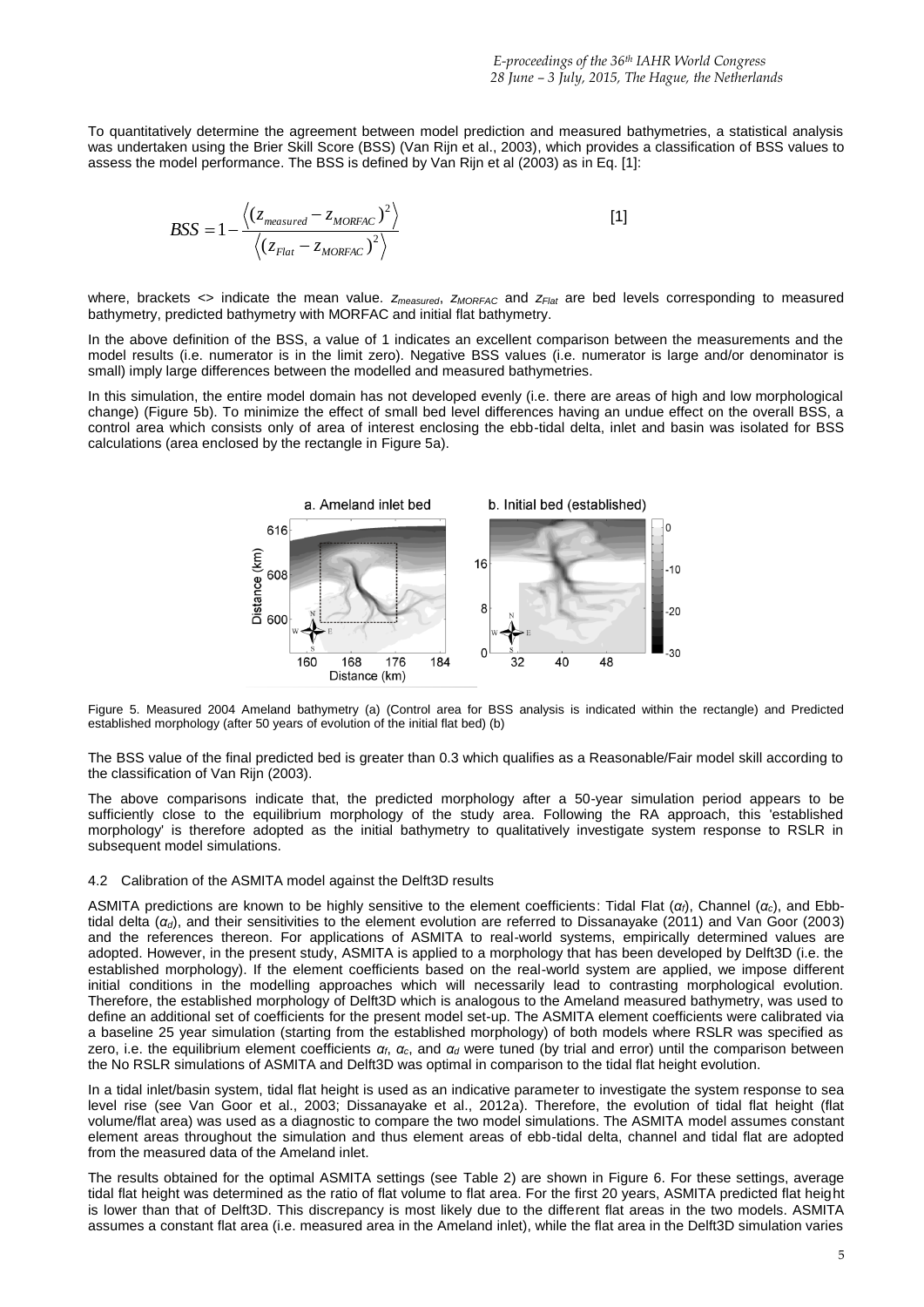To quantitatively determine the agreement between model prediction and measured bathymetries, a statistical analysis was undertaken using the Brier Skill Score (BSS) (Van Rijn et al., 2003), which provides a classification of BSS values to assess the model performance. The BSS is defined by Van Rijn et al (2003) as in Eq. [1]:

$$BSS = 1 - \frac{\left\langle (z_{measured} - z_{MORFAC})^2 \right\rangle}{\left\langle (z_{Flat} - z_{MORFAC})^2 \right\rangle} \quad [1]$$

where, brackets <> indicate the mean value. $z_{measured}$, $z_{MORFAC}$ and $z_{Flat}$ are bed levels corresponding to measured bathymetry, predicted bathymetry with MORFAC and initial flat bathymetry.

In the above definition of the BSS, a value of 1 indicates an excellent comparison between the measurements and the model results (i.e. numerator is in the limit zero). Negative BSS values (i.e. numerator is large and/or denominator is small) imply large differences between the modelled and measured bathymetries.

In this simulation, the entire model domain has not developed evenly (i.e. there are areas of high and low morphological change) (Figure 5b). To minimize the effect of small bed level differences having an undue effect on the overall BSS, a control area which consists only of area of interest enclosing the ebb-tidal delta, inlet and basin was isolated for BSS calculations (area enclosed by the rectangle in Figure 5a).

Figure 5. Measured 2004 Ameland bathymetry (a) (Control area for BSS analysis is indicated within the rectangle) and Predicted established morphology (after 50 years of evolution of the initial flat bed) (b)

The BSS value of the final predicted bed is greater than 0.3 which qualifies as a Reasonable/Fair model skill according to the classification of Van Rijn (2003).

The above comparisons indicate that, the predicted morphology after a 50-year simulation period appears to be sufficiently close to the equilibrium morphology of the study area. Following the RA approach, this 'established morphology' is therefore adopted as the initial bathymetry to qualitatively investigate system response to RSLR in subsequent model simulations.

### 4.2 Calibration of the ASMITA model against the Delft3D results

ASMITA predictions are known to be highly sensitive to the element coefficients: Tidal Flat ($\alpha_f$), Channel ($\alpha_c$), and Ebb-tidal delta ($\alpha_d$), and their sensitivities to the element evolution are referred to Dissanayake (2011) and Van Goor (2003) and the references thereon. For applications of ASMITA to real-world systems, empirically determined values are adopted. However, in the present study, ASMITA is applied to a morphology that has been developed by Delft3D (i.e. the established morphology). If the element coefficients based on the real-world system are applied, we impose different initial conditions in the modelling approaches which will necessarily lead to contrasting morphological evolution. Therefore, the established morphology of Delft3D which is analogous to the Ameland measured bathymetry, was used to define an additional set of coefficients for the present model set-up. The ASMITA element coefficients were calibrated via a baseline 25 year simulation (starting from the established morphology) of both models where RSLR was specified as zero, i.e. the equilibrium element coefficients $\alpha_f$, $\alpha_c$, and $\alpha_d$ were tuned (by trial and error) until the comparison between the No RSLR simulations of ASMITA and Delft3D was optimal in comparison to the tidal flat height evolution.

In a tidal inlet/basin system, tidal flat height is used as an indicative parameter to investigate the system response to sea level rise (see Van Goor et al., 2003; Dissanayake et al., 2012a). Therefore, the evolution of tidal flat height (flat volume/flat area) was used as a diagnostic to compare the two model simulations. The ASMITA model assumes constant element areas throughout the simulation and thus element areas of ebb-tidal delta, channel and tidal flat are adopted from the measured data of the Ameland inlet.

The results obtained for the optimal ASMITA settings (see Table 2) are shown in Figure 6. For these settings, average tidal flat height was determined as the ratio of flat volume to flat area. For the first 20 years, ASMITA predicted flat height is lower than that of Delft3D. This discrepancy is most likely due to the different flat areas in the two models. ASMITA assumes a constant flat area (i.e. measured area in the Ameland inlet), while the flat area in the Delft3D simulation varies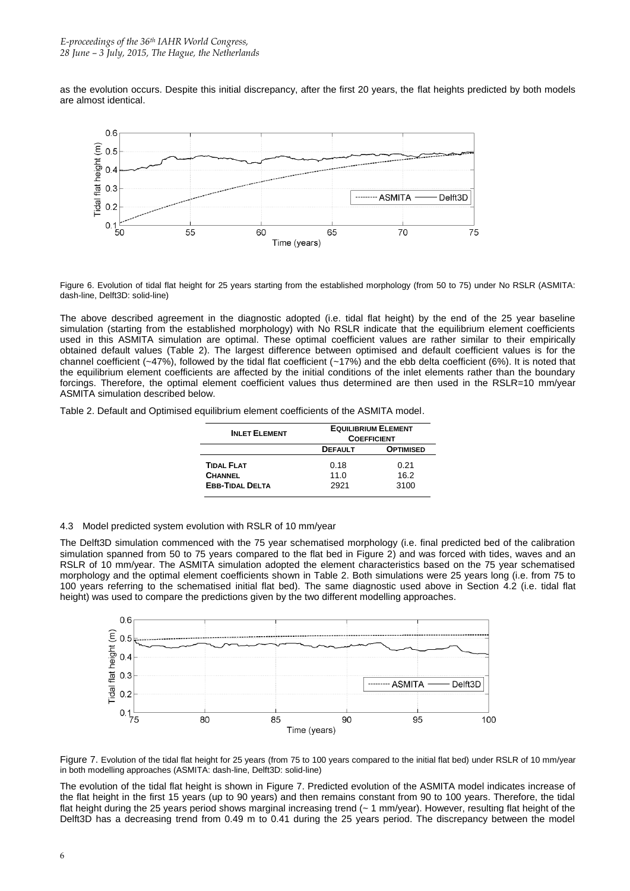as the evolution occurs. Despite this initial discrepancy, after the first 20 years, the flat heights predicted by both models are almost identical.

Figure 6. Evolution of tidal flat height for 25 years starting from the established morphology (from 50 to 75) under No RSLR (ASMITA: dash-line, Delft3D: solid-line)

The above described agreement in the diagnostic adopted (i.e. tidal flat height) by the end of the 25 year baseline simulation (starting from the established morphology) with No RSLR indicate that the equilibrium element coefficients used in this ASMITA simulation are optimal. These optimal coefficient values are rather similar to their empirically obtained default values (Table 2). The largest difference between optimised and default coefficient values is for the channel coefficient (~47%), followed by the tidal flat coefficient (~17%) and the ebb delta coefficient (6%). It is noted that the equilibrium element coefficients are affected by the initial conditions of the inlet elements rather than the boundary forcings. Therefore, the optimal element coefficient values thus determined are then used in the RSLR=10 mm/year ASMITA simulation described below.

Table 2. Default and Optimised equilibrium element coefficients of the ASMITA model.

| INLET ELEMENT | EQUILIBRIUM ELEMENT COEFFICIENT | |
|---|---|---|
| | DEFAULT | OPTIMISED |
| TIDAL FLAT | 0.18 | 0.21 |
| CHANNEL | 11.0 | 16.2 |
| EBB-TIDAL DELTA | 2921 | 3100 |

### 4.3 Model predicted system evolution with RSLR of 10 mm/year

The Delft3D simulation commenced with the 75 year schematised morphology (i.e. final predicted bed of the calibration simulation spanned from 50 to 75 years compared to the flat bed in Figure 2) and was forced with tides, waves and an RSLR of 10 mm/year. The ASMITA simulation adopted the element characteristics based on the 75 year schematised morphology and the optimal element coefficients shown in Table 2. Both simulations were 25 years long (i.e. from 75 to 100 years referring to the schematised initial flat bed). The same diagnostic used above in Section 4.2 (i.e. tidal flat height) was used to compare the predictions given by the two different modelling approaches.

Figure 7. Evolution of the tidal flat height for 25 years (from 75 to 100 years compared to the initial flat bed) under RSLR of 10 mm/year in both modelling approaches (ASMITA: dash-line, Delft3D: solid-line)

The evolution of the tidal flat height is shown in Figure 7. Predicted evolution of the ASMITA model indicates increase of the flat height in the first 15 years (up to 90 years) and then remains constant from 90 to 100 years. Therefore, the tidal flat height during the 25 years period shows marginal increasing trend (~ 1 mm/year). However, resulting flat height of the Delft3D has a decreasing trend from 0.49 m to 0.41 during the 25 years period. The discrepancy between the model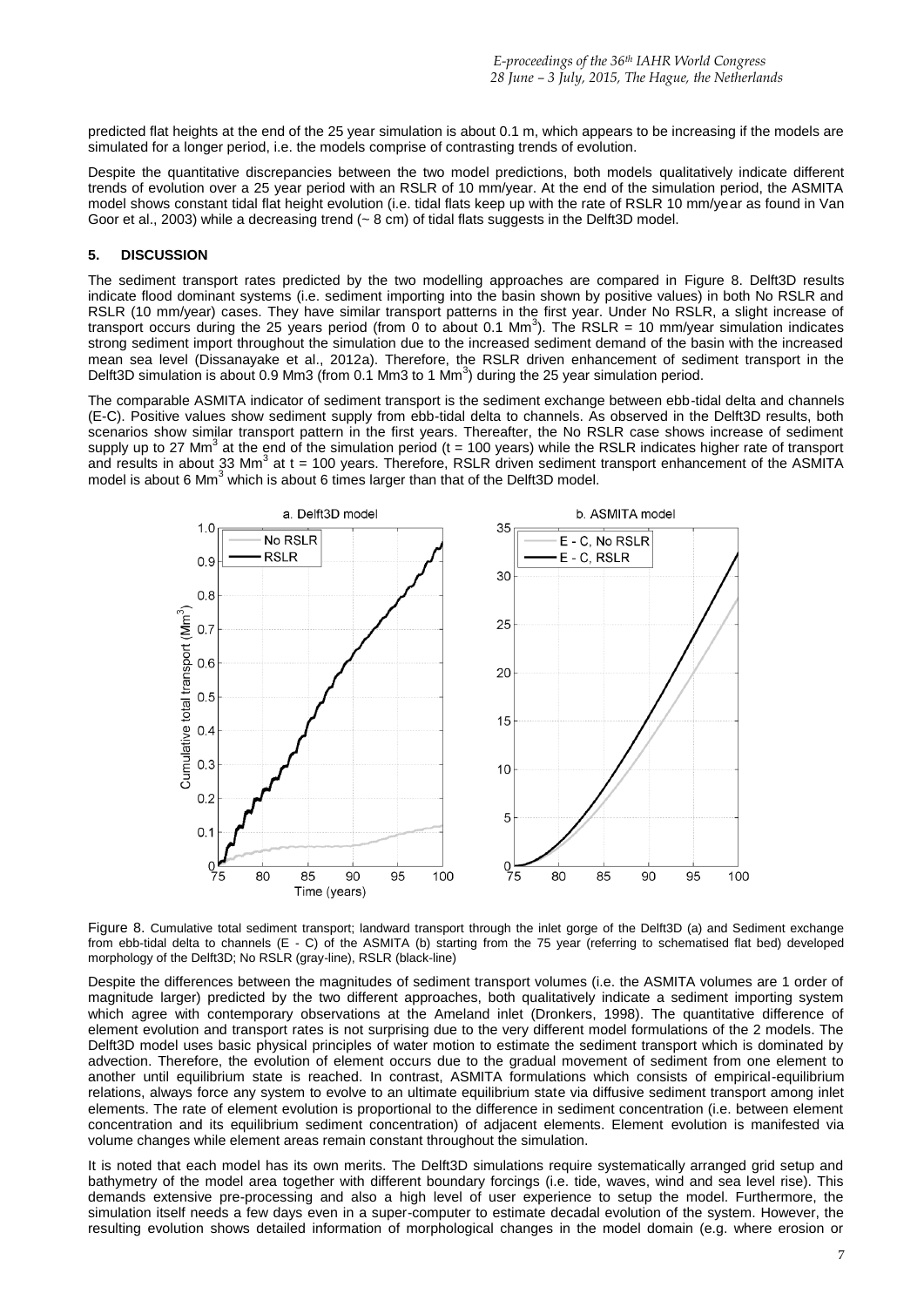predicted flat heights at the end of the 25 year simulation is about 0.1 m, which appears to be increasing if the models are simulated for a longer period, i.e. the models comprise of contrasting trends of evolution.

Despite the quantitative discrepancies between the two model predictions, both models qualitatively indicate different trends of evolution over a 25 year period with an RSLR of 10 mm/year. At the end of the simulation period, the ASMITA model shows constant tidal flat height evolution (i.e. tidal flats keep up with the rate of RSLR 10 mm/year as found in Van Goor et al., 2003) while a decreasing trend (~ 8 cm) of tidal flats suggests in the Delft3D model.

## 5. DISCUSSION

The sediment transport rates predicted by the two modelling approaches are compared in Figure 8. Delft3D results indicate flood dominant systems (i.e. sediment importing into the basin shown by positive values) in both No RSLR and RSLR (10 mm/year) cases. They have similar transport patterns in the first year. Under No RSLR, a slight increase of transport occurs during the 25 years period (from 0 to about 0.1 $Mm^3$). The RSLR = 10 mm/year simulation indicates strong sediment import throughout the simulation due to the increased sediment demand of the basin with the increased mean sea level (Dissanayake et al., 2012a). Therefore, the RSLR driven enhancement of sediment transport in the Delft3D simulation is about 0.9 Mm3 (from 0.1 Mm3 to 1 $Mm^3$) during the 25 year simulation period.

The comparable ASMITA indicator of sediment transport is the sediment exchange between ebb-tidal delta and channels (E-C). Positive values show sediment supply from ebb-tidal delta to channels. As observed in the Delft3D results, both scenarios show similar transport pattern in the first years. Thereafter, the No RSLR case shows increase of sediment supply up to 27 $Mm^3$ at the end of the simulation period (t = 100 years) while the RSLR indicates higher rate of transport and results in about 33 $Mm^3$ at t = 100 years. Therefore, RSLR driven sediment transport enhancement of the ASMITA model is about 6 $Mm^3$ which is about 6 times larger than that of the Delft3D model.

Figure 8. Cumulative total sediment transport; landward transport through the inlet gorge of the Delft3D (a) and Sediment exchange from ebb-tidal delta to channels (E - C) of the ASMITA (b) starting from the 75 year (referring to schematised flat bed) developed morphology of the Delft3D; No RSLR (gray-line), RSLR (black-line)

Despite the differences between the magnitudes of sediment transport volumes (i.e. the ASMITA volumes are 1 order of magnitude larger) predicted by the two different approaches, both qualitatively indicate a sediment importing system which agree with contemporary observations at the Ameland inlet (Dronkers, 1998). The quantitative difference of element evolution and transport rates is not surprising due to the very different model formulations of the 2 models. The Delft3D model uses basic physical principles of water motion to estimate the sediment transport which is dominated by advection. Therefore, the evolution of element occurs due to the gradual movement of sediment from one element to another until equilibrium state is reached. In contrast, ASMITA formulations which consists of empirical-equilibrium relations, always force any system to evolve to an ultimate equilibrium state via diffusive sediment transport among inlet elements. The rate of element evolution is proportional to the difference in sediment concentration (i.e. between element concentration and its equilibrium sediment concentration) of adjacent elements. Element evolution is manifested via volume changes while element areas remain constant throughout the simulation.

It is noted that each model has its own merits. The Delft3D simulations require systematically arranged grid setup and bathymetry of the model area together with different boundary forcings (i.e. tide, waves, wind and sea level rise). This demands extensive pre-processing and also a high level of user experience to setup the model. Furthermore, the simulation itself needs a few days even in a super-computer to estimate decadal evolution of the system. However, the resulting evolution shows detailed information of morphological changes in the model domain (e.g. where erosion or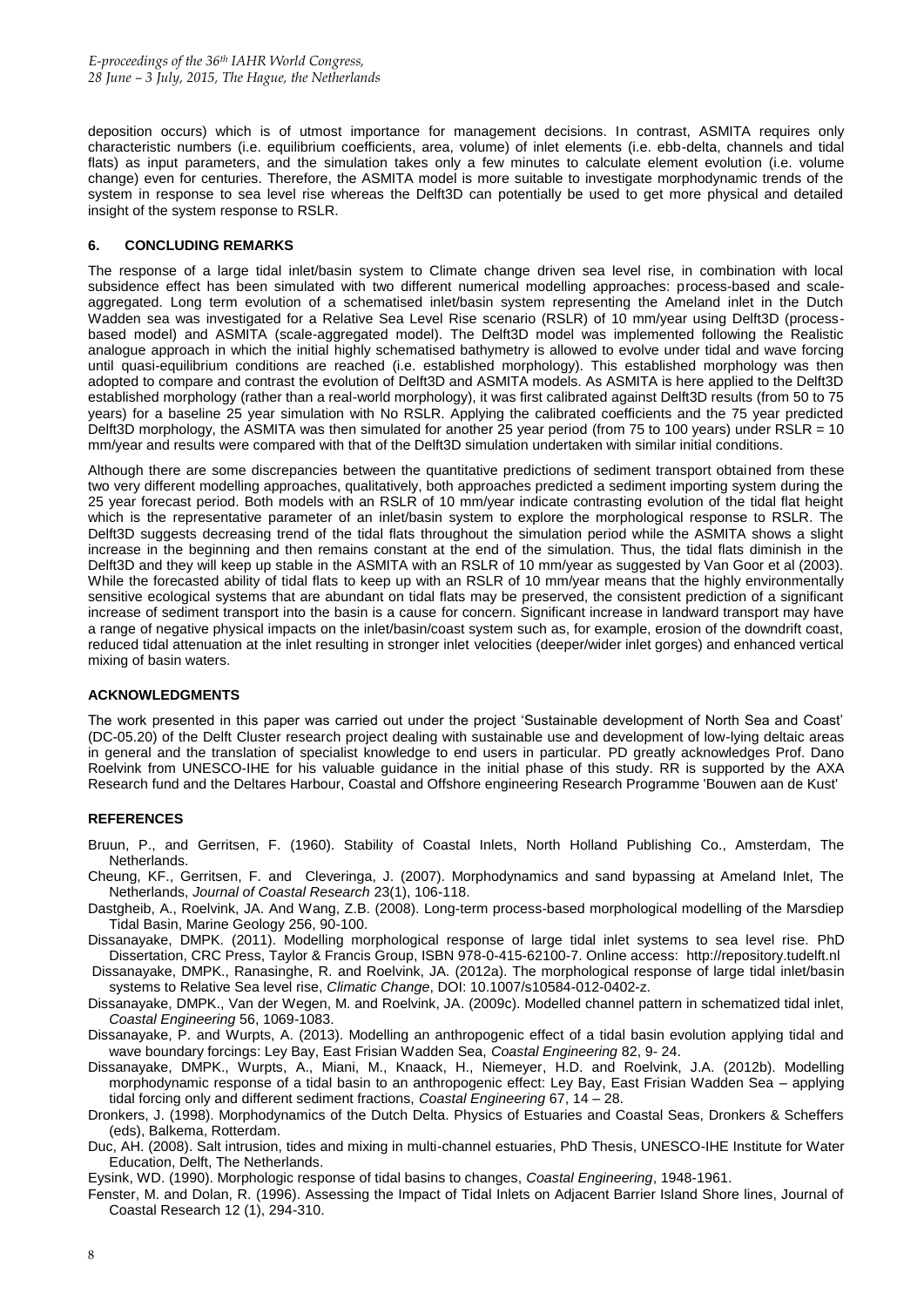deposition occurs) which is of utmost importance for management decisions. In contrast, ASMITA requires only characteristic numbers (i.e. equilibrium coefficients, area, volume) of inlet elements (i.e. ebb-delta, channels and tidal flats) as input parameters, and the simulation takes only a few minutes to calculate element evolution (i.e. volume change) even for centuries. Therefore, the ASMITA model is more suitable to investigate morphodynamic trends of the system in response to sea level rise whereas the Delft3D can potentially be used to get more physical and detailed insight of the system response to RSLR.

## 6. CONCLUDING REMARKS

The response of a large tidal inlet/basin system to Climate change driven sea level rise, in combination with local subsidence effect has been simulated with two different numerical modelling approaches: process-based and scale-aggregated. Long term evolution of a schematised inlet/basin system representing the Ameland inlet in the Dutch Wadden sea was investigated for a Relative Sea Level Rise scenario (RSLR) of 10 mm/year using Delft3D (process-based model) and ASMITA (scale-aggregated model). The Delft3D model was implemented following the Realistic analogue approach in which the initial highly schematised bathymetry is allowed to evolve under tidal and wave forcing until quasi-equilibrium conditions are reached (i.e. established morphology). This established morphology was then adopted to compare and contrast the evolution of Delft3D and ASMITA models. As ASMITA is here applied to the Delft3D established morphology (rather than a real-world morphology), it was first calibrated against Delft3D results (from 50 to 75 years) for a baseline 25 year simulation with No RSLR. Applying the calibrated coefficients and the 75 year predicted Delft3D morphology, the ASMITA was then simulated for another 25 year period (from 75 to 100 years) under RSLR = 10 mm/year and results were compared with that of the Delft3D simulation undertaken with similar initial conditions.

Although there are some discrepancies between the quantitative predictions of sediment transport obtained from these two very different modelling approaches, qualitatively, both approaches predicted a sediment importing system during the 25 year forecast period. Both models with an RSLR of 10 mm/year indicate contrasting evolution of the tidal flat height which is the representative parameter of an inlet/basin system to explore the morphological response to RSLR. The Delft3D suggests decreasing trend of the tidal flats throughout the simulation period while the ASMITA shows a slight increase in the beginning and then remains constant at the end of the simulation. Thus, the tidal flats diminish in the Delft3D and they will keep up stable in the ASMITA with an RSLR of 10 mm/year as suggested by Van Goor et al (2003). While the forecasted ability of tidal flats to keep up with an RSLR of 10 mm/year means that the highly environmentally sensitive ecological systems that are abundant on tidal flats may be preserved, the consistent prediction of a significant increase of sediment transport into the basin is a cause for concern. Significant increase in landward transport may have a range of negative physical impacts on the inlet/basin/coast system such as, for example, erosion of the downdrift coast, reduced tidal attenuation at the inlet resulting in stronger inlet velocities (deeper/wider inlet gorges) and enhanced vertical mixing of basin waters.

## ACKNOWLEDGMENTS

The work presented in this paper was carried out under the project 'Sustainable development of North Sea and Coast' (DC-05.20) of the Delft Cluster research project dealing with sustainable use and development of low-lying deltaic areas in general and the translation of specialist knowledge to end users in particular. PD greatly acknowledges Prof. Dano Roelvink from UNESCO-IHE for his valuable guidance in the initial phase of this study. RR is supported by the AXA Research fund and the Deltares Harbour, Coastal and Offshore engineering Research Programme 'Bouwen aan de Kust'

## REFERENCES

Bruun, P., and Gerritsen, F. (1960). Stability of Coastal Inlets, North Holland Publishing Co., Amsterdam, The Netherlands.

Cheung, KF., Gerritsen, F. and Cleveringa, J. (2007). Morphodynamics and sand bypassing at Ameland Inlet, The Netherlands, *Journal of Coastal Research* 23(1), 106-118.

Dastgheib, A., Roelvink, JA. And Wang, Z.B. (2008). Long-term process-based morphological modelling of the Marsdiep Tidal Basin, Marine Geology 256, 90-100.

Dissanayake, DMPK. (2011). Modelling morphological response of large tidal inlet systems to sea level rise. PhD Dissertation, CRC Press, Taylor & Francis Group, ISBN 978-0-415-62100-7. Online access: http://repository.tudelft.nl

Dissanayake, DMPK., Ranasinghe, R. and Roelvink, JA. (2012a). The morphological response of large tidal inlet/basin systems to Relative Sea level rise, *Climatic Change*, DOI: 10.1007/s10584-012-0402-z.

Dissanayake, DMPK., Van der Wegen, M. and Roelvink, JA. (2009c). Modelled channel pattern in schematized tidal inlet, *Coastal Engineering* 56, 1069-1083.

Dissanayake, P. and Wurpts, A. (2013). Modelling an anthropogenic effect of a tidal basin evolution applying tidal and wave boundary forcings: Ley Bay, East Frisian Wadden Sea, *Coastal Engineering* 82, 9- 24.

Dissanayake, DMPK., Wurpts, A., Miani, M., Knaack, H., Niemeyer, H.D. and Roelvink, J.A. (2012b). Modelling morphodynamic response of a tidal basin to an anthropogenic effect: Ley Bay, East Frisian Wadden Sea – applying tidal forcing only and different sediment fractions, *Coastal Engineering* 67, 14 – 28.

Dronkers, J. (1998). Morphodynamics of the Dutch Delta. Physics of Estuaries and Coastal Seas, Dronkers & Scheffers (eds), Balkema, Rotterdam.

Duc, AH. (2008). Salt intrusion, tides and mixing in multi-channel estuaries, PhD Thesis, UNESCO-IHE Institute for Water Education, Delft, The Netherlands.

Eysink, WD. (1990). Morphologic response of tidal basins to changes, *Coastal Engineering*, 1948-1961.

Fenster, M. and Dolan, R. (1996). Assessing the Impact of Tidal Inlets on Adjacent Barrier Island Shore lines, Journal of Coastal Research 12 (1), 294-310.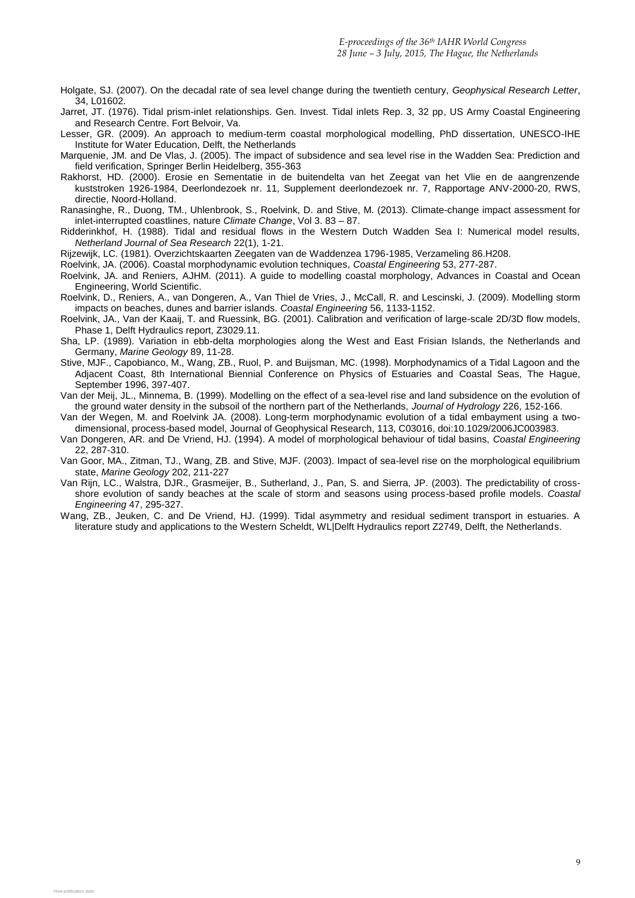Holgate, SJ. (2007). On the decadal rate of sea level change during the twentieth century, *Geophysical Research Letter*, 34, L01602.

Jarret, JT. (1976). Tidal prism-inlet relationships. Gen. Invest. Tidal inlets Rep. 3, 32 pp, US Army Coastal Engineering and Research Centre. Fort Belvoir, Va.

Lesser, GR. (2009). An approach to medium-term coastal morphological modelling, PhD dissertation, UNESCO-IHE Institute for Water Education, Delft, the Netherlands

Marquenie, JM. and De Vlas, J. (2005). The impact of subsidence and sea level rise in the Wadden Sea: Prediction and field verification, Springer Berlin Heidelberg, 355-363

Rakhorst, HD. (2000). Erosie en Sementatie in de buitendelta van het Zeegat van het Vlie en de aangrenzende kuststroken 1926-1984, Deerlondezoek nr. 11, Supplement deerlondezoek nr. 7, Rapportage ANV-2000-20, RWS, directie, Noord-Holland.

Ranasinghe, R., Duong, TM., Uhlenbrook, S., Roelvink, D. and Stive, M. (2013). Climate-change impact assessment for inlet-interrupted coastlines, nature *Climate Change*, Vol 3. 83 – 87.

Ridderinkhof, H. (1988). Tidal and residual flows in the Western Dutch Wadden Sea I: Numerical model results, *Netherland Journal of Sea Research* 22(1), 1-21.

Rijzewijk, LC. (1981). Overzichtskaarten Zeegaten van de Waddenzea 1796-1985, Verzameling 86.H208.

Roelvink, JA. (2006). Coastal morphodynamic evolution techniques, *Coastal Engineering* 53, 277-287.

Roelvink, JA. and Reniers, AJHM. (2011). A guide to modelling coastal morphology, Advances in Coastal and Ocean Engineering, World Scientific.

Roelvink, D., Reniers, A., van Dongeren, A., Van Thiel de Vries, J., McCall, R. and Lescinski, J. (2009). Modelling storm impacts on beaches, dunes and barrier islands. *Coastal Engineering* 56, 1133-1152.

Roelvink, JA., Van der Kaaij, T. and Ruessink, BG. (2001). Calibration and verification of large-scale 2D/3D flow models, Phase 1, Delft Hydraulics report, Z3029.11.

Sha, LP. (1989). Variation in ebb-delta morphologies along the West and East Frisian Islands, the Netherlands and Germany, *Marine Geology* 89, 11-28.

Stive, MJF., Capobianco, M., Wang, ZB., Ruol, P. and Buijsman, MC. (1998). Morphodynamics of a Tidal Lagoon and the Adjacent Coast, 8th International Biennial Conference on Physics of Estuaries and Coastal Seas, The Hague, September 1996, 397-407.

Van der Meij, JL., Minnema, B. (1999). Modelling on the effect of a sea-level rise and land subsidence on the evolution of the ground water density in the subsoil of the northern part of the Netherlands, *Journal of Hydrology* 226, 152-166.

Van der Wegen, M. and Roelvink JA. (2008). Long-term morphodynamic evolution of a tidal embayment using a two-dimensional, process-based model, Journal of Geophysical Research, 113, C03016, doi:10.1029/2006JC003983.

Van Dongeren, AR. and De Vriend, HJ. (1994). A model of morphological behaviour of tidal basins, *Coastal Engineering* 22, 287-310.

Van Goor, MA., Zitman, TJ., Wang, ZB. and Stive, MJF. (2003). Impact of sea-level rise on the morphological equilibrium state, *Marine Geology* 202, 211-227

Van Rijn, LC., Walstra, DJR., Grasmeijer, B., Sutherland, J., Pan, S. and Sierra, JP. (2003). The predictability of cross-shore evolution of sandy beaches at the scale of storm and seasons using process-based profile models. *Coastal Engineering* 47, 295-327.

Wang, ZB., Jeuken, C. and De Vriend, HJ. (1999). Tidal asymmetry and residual sediment transport in estuaries. A literature study and applications to the Western Scheldt, WL|Delft Hydraulics report Z2749, Delft, the Netherlands.